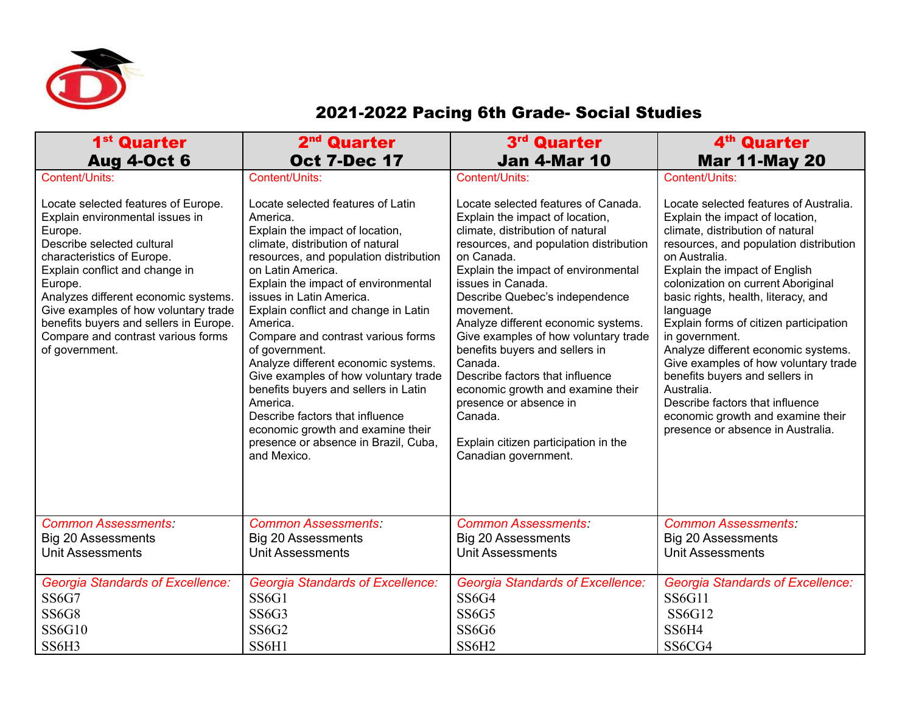# 2021-2022 Pacing 6th Grade- Social Studies

| 1st Quarter<br>Aug 4-Oct 6 | 2nd Quarter<br>Oct 7-Dec 17 | 3rd Quarter<br>Jan 4-Mar 10 | 4th Quarter<br>Mar 11-May 20 |
|---|---|---|---|
| Content/Units:<br><br>Locate selected features of Europe.<br>Explain environmental issues in Europe.<br>Describe selected cultural characteristics of Europe.<br>Explain conflict and change in Europe.<br>Analyzes different economic systems.<br>Give examples of how voluntary trade benefits buyers and sellers in Europe.<br>Compare and contrast various forms of government. | Content/Units:<br><br>Locate selected features of Latin America.<br>Explain the impact of location, climate, distribution of natural resources, and population distribution on Latin America.<br>Explain the impact of environmental issues in Latin America.<br>Explain conflict and change in Latin America.<br>Compare and contrast various forms of government.<br>Analyze different economic systems.<br>Give examples of how voluntary trade benefits buyers and sellers in Latin America.<br>Describe factors that influence economic growth and examine their presence or absence in Brazil, Cuba, and Mexico. | Content/Units:<br><br>Locate selected features of Canada.<br>Explain the impact of location, climate, distribution of natural resources, and population distribution on Canada.<br>Explain the impact of environmental issues in Canada.<br>Describe Quebec's independence movement.<br>Analyze different economic systems.<br>Give examples of how voluntary trade benefits buyers and sellers in Canada.<br>Describe factors that influence economic growth and examine their presence or absence in Canada.<br><br>Explain citizen participation in the Canadian government. | Content/Units:<br><br>Locate selected features of Australia.<br>Explain the impact of location, climate, distribution of natural resources, and population distribution on Australia.<br>Explain the impact of English colonization on current Aboriginal basic rights, health, literacy, and language<br>Explain forms of citizen participation in government.<br>Analyze different economic systems.<br>Give examples of how voluntary trade benefits buyers and sellers in Australia.<br>Describe factors that influence economic growth and examine their presence or absence in Australia. |
| *Common Assessments:*<br>Big 20 Assessments<br>Unit Assessments | *Common Assessments:*<br>Big 20 Assessments<br>Unit Assessments | *Common Assessments:*<br>Big 20 Assessments<br>Unit Assessments | *Common Assessments:*<br>Big 20 Assessments<br>Unit Assessments |
| *Georgia Standards of Excellence:*<br>SS6G7<br>SS6G8<br>SS6G10<br>SS6H3 | *Georgia Standards of Excellence:*<br>SS6G1<br>SS6G3<br>SS6G2<br>SS6H1 | *Georgia Standards of Excellence:*<br>SS6G4<br>SS6G5<br>SS6G6<br>SS6H2 | *Georgia Standards of Excellence:*<br>SS6G11<br>SS6G12<br>SS6H4<br>SS6CG4 |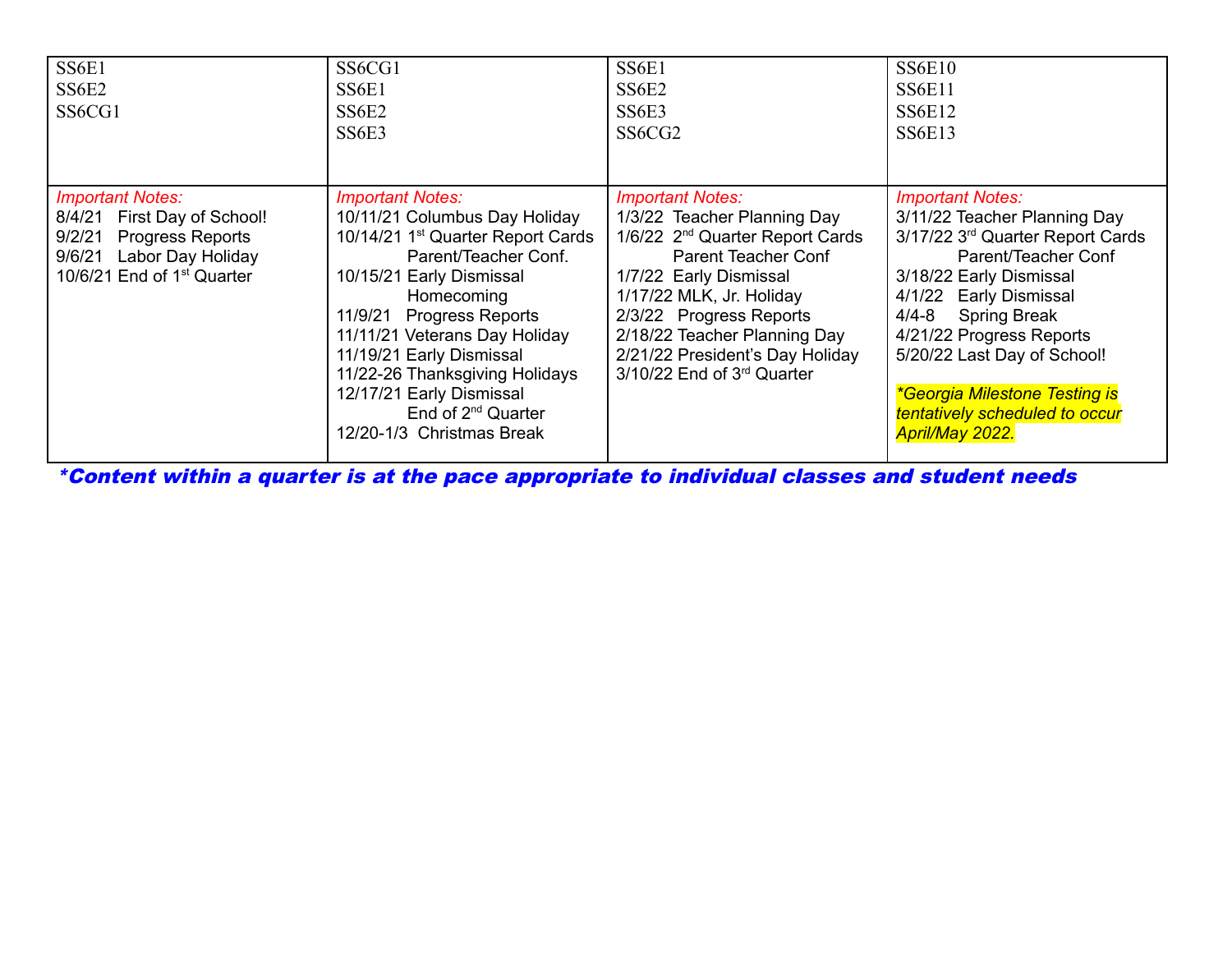| | | | |
|---|---|---|---|
| SS6E1<br>SS6E2<br>SS6CG1 | SS6CG1<br>SS6E1<br>SS6E2<br>SS6E3 | SS6E1<br>SS6E2<br>SS6E3<br>SS6CG2 | SS6E10<br>SS6E11<br>SS6E12<br>SS6E13 |
| *Important Notes:*<br>8/4/21 First Day of School!<br>9/2/21 Progress Reports<br>9/6/21 Labor Day Holiday<br>10/6/21 End of 1st Quarter | *Important Notes:*<br>10/11/21 Columbus Day Holiday<br>10/14/21 1st Quarter Report Cards Parent/Teacher Conf.<br>10/15/21 Early Dismissal Homecoming<br>11/9/21 Progress Reports<br>11/11/21 Veterans Day Holiday<br>11/19/21 Early Dismissal<br>11/22-26 Thanksgiving Holidays<br>12/17/21 Early Dismissal End of 2nd Quarter<br>12/20-1/3 Christmas Break | *Important Notes:*<br>1/3/22 Teacher Planning Day<br>1/6/22 2nd Quarter Report Cards Parent Teacher Conf<br>1/7/22 Early Dismissal<br>1/17/22 MLK, Jr. Holiday<br>2/3/22 Progress Reports<br>2/18/22 Teacher Planning Day<br>2/21/22 President's Day Holiday<br>3/10/22 End of 3rd Quarter | *Important Notes:*<br>3/11/22 Teacher Planning Day<br>3/17/22 3rd Quarter Report Cards Parent/Teacher Conf<br>3/18/22 Early Dismissal<br>4/1/22 Early Dismissal<br>4/4-8 Spring Break<br>4/21/22 Progress Reports<br>5/20/22 Last Day of School!<br><br>*\*Georgia Milestone Testing is tentatively scheduled to occur April/May 2022.* |

***Content within a quarter is at the pace appropriate to individual classes and student needs**